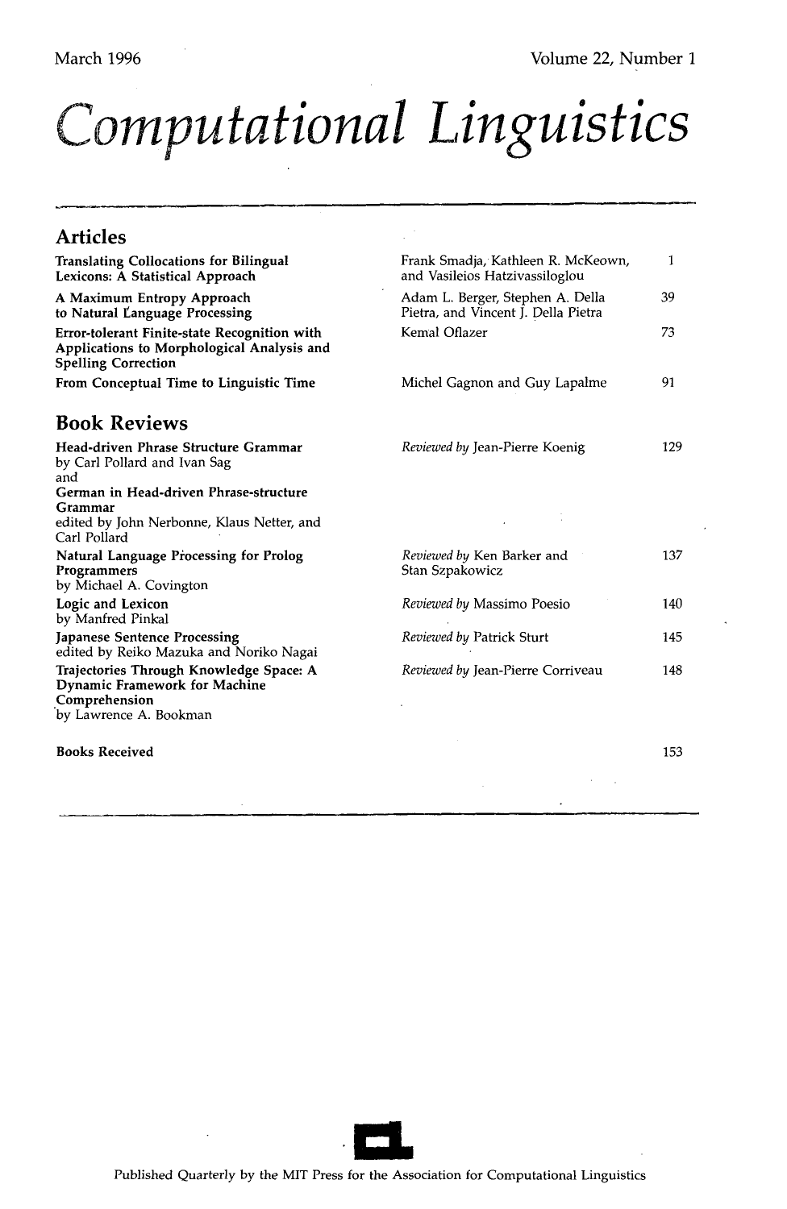March 1996 Volume 22, Number 1

# Computational Linguistics

## Articles

| Title | Authors | Page |
|---|---|---|
| **Translating Collocations for Bilingual Lexicons: A Statistical Approach** | Frank Smadja, Kathleen R. McKeown, and Vasileios Hatzivassiloglou | 1 |
| **A Maximum Entropy Approach to Natural Language Processing** | Adam L. Berger, Stephen A. Della Pietra, and Vincent J. Della Pietra | 39 |
| **Error-tolerant Finite-state Recognition with Applications to Morphological Analysis and Spelling Correction** | Kemal Oflazer | 73 |
| **From Conceptual Time to Linguistic Time** | Michel Gagnon and Guy Lapalme | 91 |

## Book Reviews

| Title | Reviewer | Page |
|---|---|---|
| **Head-driven Phrase Structure Grammar** by Carl Pollard and Ivan Sag and **German in Head-driven Phrase-structure Grammar** edited by John Nerbonne, Klaus Netter, and Carl Pollard | *Reviewed by* Jean-Pierre Koenig | 129 |
| **Natural Language Processing for Prolog Programmers** by Michael A. Covington | *Reviewed by* Ken Barker and Stan Szpakowicz | 137 |
| **Logic and Lexicon** by Manfred Pinkal | *Reviewed by* Massimo Poesio | 140 |
| **Japanese Sentence Processing** edited by Reiko Mazuka and Noriko Nagai | *Reviewed by* Patrick Sturt | 145 |
| **Trajectories Through Knowledge Space: A Dynamic Framework for Machine Comprehension** by Lawrence A. Bookman | *Reviewed by* Jean-Pierre Corriveau | 148 |

**Books Received** 153

Published Quarterly by the MIT Press for the Association for Computational Linguistics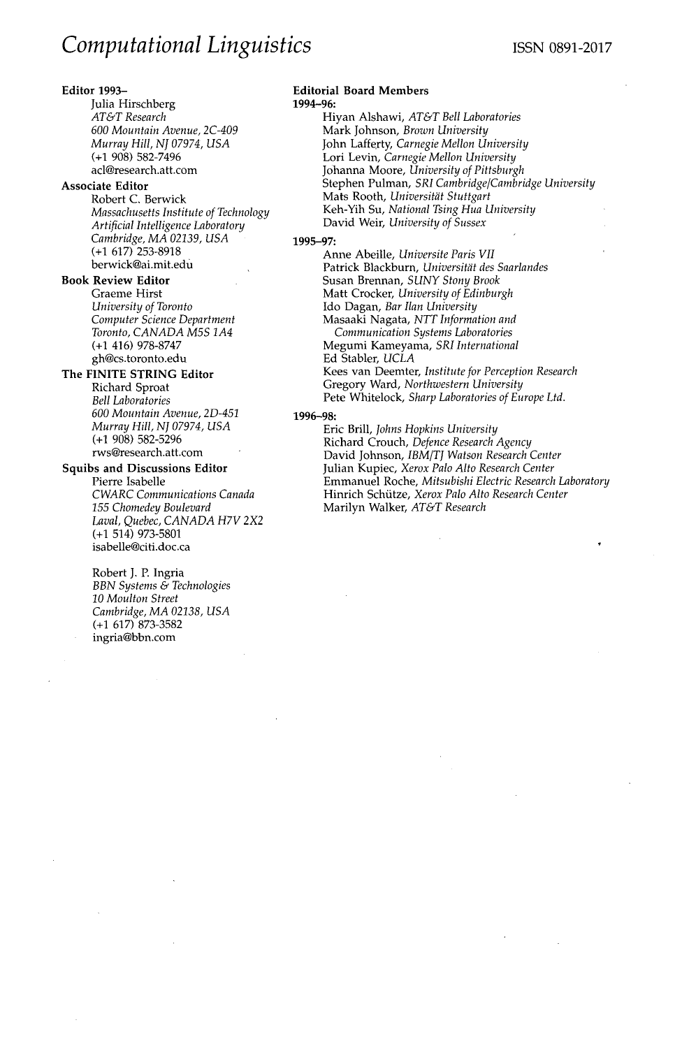# *Computational Linguistics*

ISSN 0891-2017

**Editor 1993–**
Julia Hirschberg
*AT&T Research*
*600 Mountain Avenue, 2C-409*
*Murray Hill, NJ 07974, USA*
(+1 908) 582-7496
acl@research.att.com

**Associate Editor**
Robert C. Berwick
*Massachusetts Institute of Technology*
*Artificial Intelligence Laboratory*
*Cambridge, MA 02139, USA*
(+1 617) 253-8918
berwick@ai.mit.edu

**Book Review Editor**
Graeme Hirst
*University of Toronto*
*Computer Science Department*
*Toronto, CANADA M5S 1A4*
(+1 416) 978-8747
gh@cs.toronto.edu

**The FINITE STRING Editor**
Richard Sproat
*Bell Laboratories*
*600 Mountain Avenue, 2D-451*
*Murray Hill, NJ 07974, USA*
(+1 908) 582-5296
rws@research.att.com

**Squibs and Discussions Editor**
Pierre Isabelle
*CWARC Communications Canada*
*155 Chomedey Boulevard*
*Laval, Quebec, CANADA H7V 2X2*
(+1 514) 973-5801
isabelle@citi.doc.ca

Robert J. P. Ingria
*BBN Systems & Technologies*
*10 Moulton Street*
*Cambridge, MA 02138, USA*
(+1 617) 873-3582
ingria@bbn.com

**Editorial Board Members**

**1994–96:**
Hiyan Alshawi, *AT&T Bell Laboratories*
Mark Johnson, *Brown University*
John Lafferty, *Carnegie Mellon University*
Lori Levin, *Carnegie Mellon University*
Johanna Moore, *University of Pittsburgh*
Stephen Pulman, *SRI Cambridge/Cambridge University*
Mats Rooth, *Universität Stuttgart*
Keh-Yih Su, *National Tsing Hua University*
David Weir, *University of Sussex*

**1995–97:**
Anne Abeille, *Universite Paris VII*
Patrick Blackburn, *Universität des Saarlandes*
Susan Brennan, *SUNY Stony Brook*
Matt Crocker, *University of Edinburgh*
Ido Dagan, *Bar Ilan University*
Masaaki Nagata, *NTT Information and Communication Systems Laboratories*
Megumi Kameyama, *SRI International*
Ed Stabler, *UCLA*
Kees van Deemter, *Institute for Perception Research*
Gregory Ward, *Northwestern University*
Pete Whitelock, *Sharp Laboratories of Europe Ltd.*

**1996–98:**
Eric Brill, *Johns Hopkins University*
Richard Crouch, *Defence Research Agency*
David Johnson, *IBM/TJ Watson Research Center*
Julian Kupiec, *Xerox Palo Alto Research Center*
Emmanuel Roche, *Mitsubishi Electric Research Laboratory*
Hinrich Schütze, *Xerox Palo Alto Research Center*
Marilyn Walker, *AT&T Research*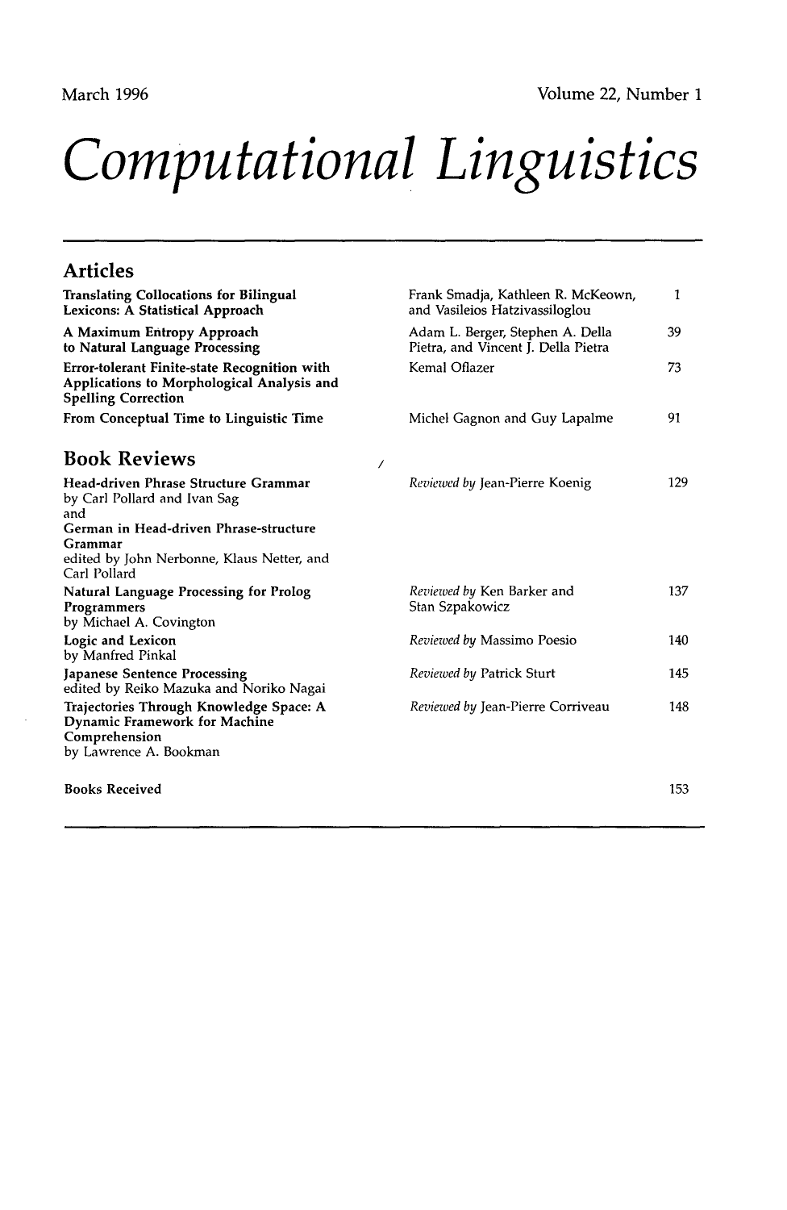March 1996 Volume 22, Number 1

# Computational Linguistics

## Articles

| | | |
|---|---|---|
| **Translating Collocations for Bilingual Lexicons: A Statistical Approach** | Frank Smadja, Kathleen R. McKeown, and Vasileios Hatzivassiloglou | 1 |
| **A Maximum Entropy Approach to Natural Language Processing** | Adam L. Berger, Stephen A. Della Pietra, and Vincent J. Della Pietra | 39 |
| **Error-tolerant Finite-state Recognition with Applications to Morphological Analysis and Spelling Correction** | Kemal Oflazer | 73 |
| **From Conceptual Time to Linguistic Time** | Michel Gagnon and Guy Lapalme | 91 |

## Book Reviews

| | | |
|---|---|---|
| **Head-driven Phrase Structure Grammar** by Carl Pollard and Ivan Sag and **German in Head-driven Phrase-structure Grammar** edited by John Nerbonne, Klaus Netter, and Carl Pollard | *Reviewed by* Jean-Pierre Koenig | 129 |
| **Natural Language Processing for Prolog Programmers** by Michael A. Covington | *Reviewed by* Ken Barker and Stan Szpakowicz | 137 |
| **Logic and Lexicon** by Manfred Pinkal | *Reviewed by* Massimo Poesio | 140 |
| **Japanese Sentence Processing** edited by Reiko Mazuka and Noriko Nagai | *Reviewed by* Patrick Sturt | 145 |
| **Trajectories Through Knowledge Space: A Dynamic Framework for Machine Comprehension** by Lawrence A. Bookman | *Reviewed by* Jean-Pierre Corriveau | 148 |

**Books Received** 153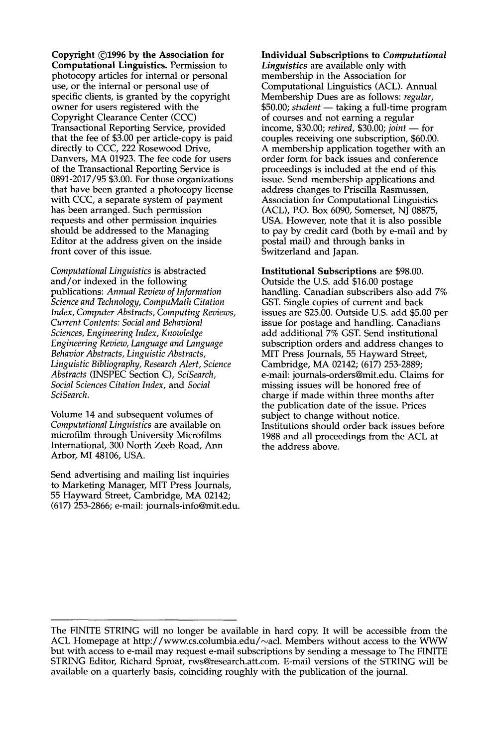**Copyright ©1996 by the Association for Computational Linguistics.** Permission to photocopy articles for internal or personal use, or the internal or personal use of specific clients, is granted by the copyright owner for users registered with the Copyright Clearance Center (CCC) Transactional Reporting Service, provided that the fee of $3.00 per article-copy is paid directly to CCC, 222 Rosewood Drive, Danvers, MA 01923. The fee code for users of the Transactional Reporting Service is 0891-2017/95 $3.00. For those organizations that have been granted a photocopy license with CCC, a separate system of payment has been arranged. Such permission requests and other permission inquiries should be addressed to the Managing Editor at the address given on the inside front cover of this issue.

*Computational Linguistics* is abstracted and/or indexed in the following publications: *Annual Review of Information Science and Technology, CompuMath Citation Index, Computer Abstracts, Computing Reviews, Current Contents: Social and Behavioral Sciences, Engineering Index, Knowledge Engineering Review, Language and Language Behavior Abstracts, Linguistic Abstracts, Linguistic Bibliography, Research Alert, Science Abstracts* (INSPEC Section C), *SciSearch, Social Sciences Citation Index*, and *Social SciSearch*.

Volume 14 and subsequent volumes of *Computational Linguistics* are available on microfilm through University Microfilms International, 300 North Zeeb Road, Ann Arbor, MI 48106, USA.

Send advertising and mailing list inquiries to Marketing Manager, MIT Press Journals, 55 Hayward Street, Cambridge, MA 02142; (617) 253-2866; e-mail: journals-info@mit.edu.

**Individual Subscriptions to *Computational Linguistics*** are available only with membership in the Association for Computational Linguistics (ACL). Annual Membership Dues are as follows: *regular*, $50.00; *student* — taking a full-time program of courses and not earning a regular income, $30.00; *retired*, $30.00; *joint* — for couples receiving one subscription, $60.00. A membership application together with an order form for back issues and conference proceedings is included at the end of this issue. Send membership applications and address changes to Priscilla Rasmussen, Association for Computational Linguistics (ACL), P.O. Box 6090, Somerset, NJ 08875, USA. However, note that it is also possible to pay by credit card (both by e-mail and by postal mail) and through banks in Switzerland and Japan.

**Institutional Subscriptions** are $98.00. Outside the U.S. add $16.00 postage handling. Canadian subscribers also add 7% GST. Single copies of current and back issues are $25.00. Outside U.S. add $5.00 per issue for postage and handling. Canadians add additional 7% GST. Send institutional subscription orders and address changes to MIT Press Journals, 55 Hayward Street, Cambridge, MA 02142; (617) 253-2889; e-mail: journals-orders@mit.edu. Claims for missing issues will be honored free of charge if made within three months after the publication date of the issue. Prices subject to change without notice. Institutions should order back issues before 1988 and all proceedings from the ACL at the address above.

---

The FINITE STRING will no longer be available in hard copy. It will be accessible from the ACL Homepage at http://www.cs.columbia.edu/~acl. Members without access to the WWW but with access to e-mail may request e-mail subscriptions by sending a message to The FINITE STRING Editor, Richard Sproat, rws@research.att.com. E-mail versions of the STRING will be available on a quarterly basis, coinciding roughly with the publication of the journal.